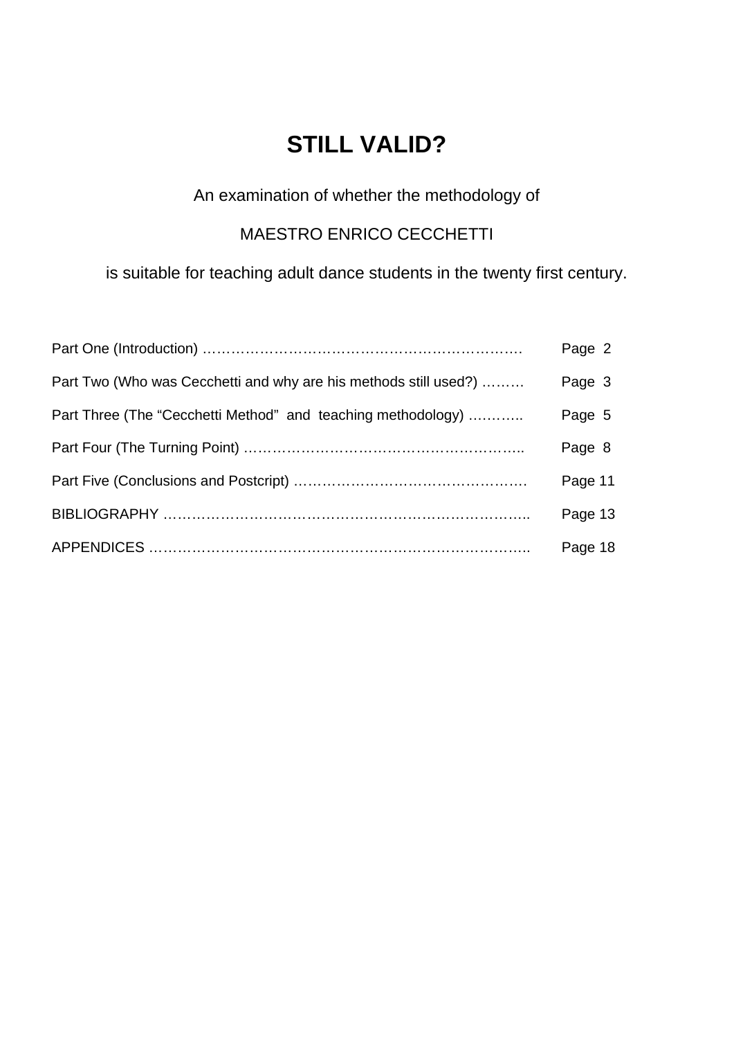# STILL VALID?

An examination of whether the methodology of

MAESTRO ENRICO CECCHETTI

is suitable for teaching adult dance students in the twenty first century.

| | |
|---|---|
| Part One (Introduction) ……………………………………………………………. | Page 2 |
| Part Two (Who was Cecchetti and why are his methods still used?) ……… | Page 3 |
| Part Three (The "Cecchetti Method" and teaching methodology) ……….. | Page 5 |
| Part Four (The Turning Point) …………………………………………………….. | Page 8 |
| Part Five (Conclusions and Postcript) …………………………………………. | Page 11 |
| BIBLIOGRAPHY ………………………………………………………………….. | Page 13 |
| APPENDICES …………………………………………………………………….. | Page 18 |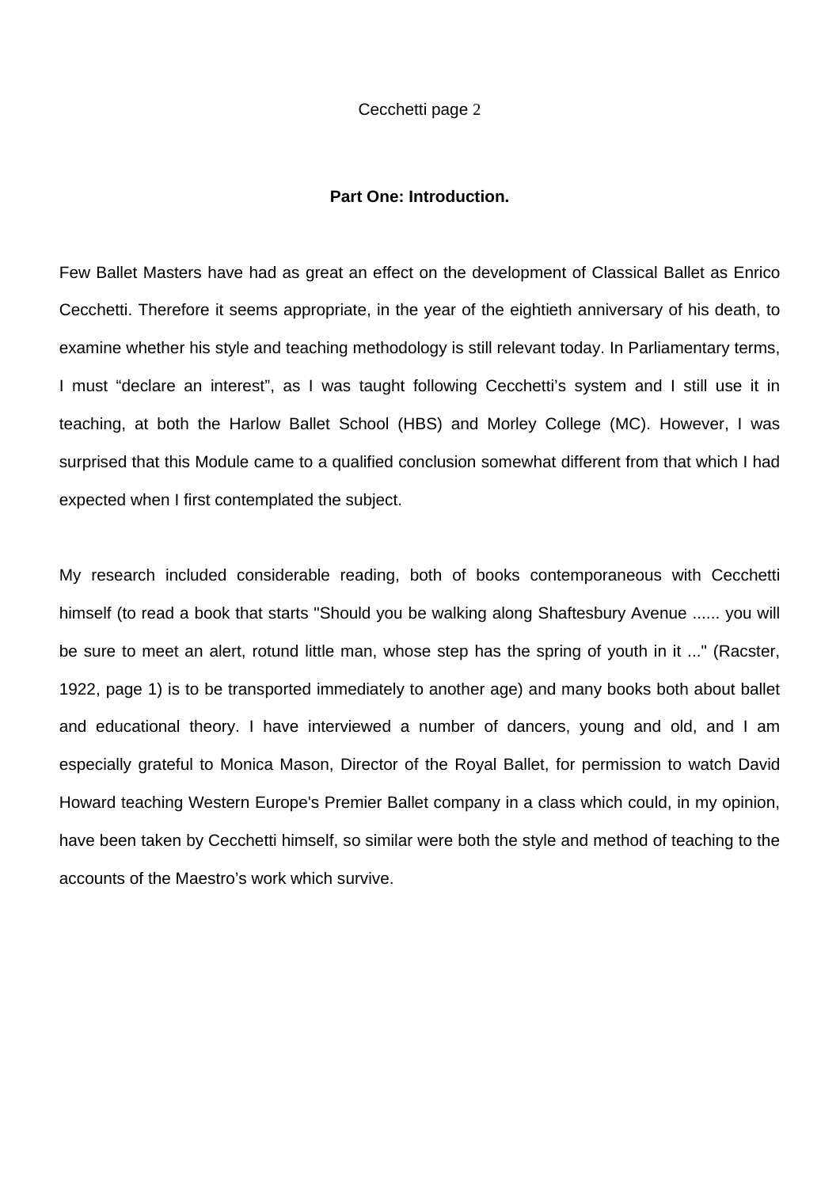## Part One: Introduction.

Few Ballet Masters have had as great an effect on the development of Classical Ballet as Enrico Cecchetti. Therefore it seems appropriate, in the year of the eightieth anniversary of his death, to examine whether his style and teaching methodology is still relevant today. In Parliamentary terms, I must "declare an interest", as I was taught following Cecchetti's system and I still use it in teaching, at both the Harlow Ballet School (HBS) and Morley College (MC). However, I was surprised that this Module came to a qualified conclusion somewhat different from that which I had expected when I first contemplated the subject.

My research included considerable reading, both of books contemporaneous with Cecchetti himself (to read a book that starts "Should you be walking along Shaftesbury Avenue ...... you will be sure to meet an alert, rotund little man, whose step has the spring of youth in it ..." (Racster, 1922, page 1) is to be transported immediately to another age) and many books both about ballet and educational theory. I have interviewed a number of dancers, young and old, and I am especially grateful to Monica Mason, Director of the Royal Ballet, for permission to watch David Howard teaching Western Europe's Premier Ballet company in a class which could, in my opinion, have been taken by Cecchetti himself, so similar were both the style and method of teaching to the accounts of the Maestro's work which survive.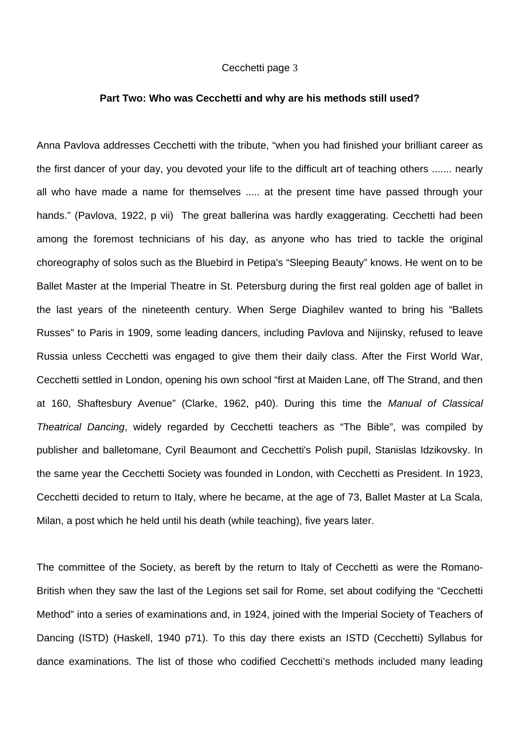**Part Two: Who was Cecchetti and why are his methods still used?**

Anna Pavlova addresses Cecchetti with the tribute, "when you had finished your brilliant career as the first dancer of your day, you devoted your life to the difficult art of teaching others ....... nearly all who have made a name for themselves ..... at the present time have passed through your hands." (Pavlova, 1922, p vii) The great ballerina was hardly exaggerating. Cecchetti had been among the foremost technicians of his day, as anyone who has tried to tackle the original choreography of solos such as the Bluebird in Petipa's "Sleeping Beauty" knows. He went on to be Ballet Master at the Imperial Theatre in St. Petersburg during the first real golden age of ballet in the last years of the nineteenth century. When Serge Diaghilev wanted to bring his "Ballets Russes" to Paris in 1909, some leading dancers, including Pavlova and Nijinsky, refused to leave Russia unless Cecchetti was engaged to give them their daily class. After the First World War, Cecchetti settled in London, opening his own school "first at Maiden Lane, off The Strand, and then at 160, Shaftesbury Avenue" (Clarke, 1962, p40). During this time the *Manual of Classical Theatrical Dancing*, widely regarded by Cecchetti teachers as "The Bible", was compiled by publisher and balletomane, Cyril Beaumont and Cecchetti's Polish pupil, Stanislas Idzikovsky. In the same year the Cecchetti Society was founded in London, with Cecchetti as President. In 1923, Cecchetti decided to return to Italy, where he became, at the age of 73, Ballet Master at La Scala, Milan, a post which he held until his death (while teaching), five years later.

The committee of the Society, as bereft by the return to Italy of Cecchetti as were the Romano-British when they saw the last of the Legions set sail for Rome, set about codifying the "Cecchetti Method" into a series of examinations and, in 1924, joined with the Imperial Society of Teachers of Dancing (ISTD) (Haskell, 1940 p71). To this day there exists an ISTD (Cecchetti) Syllabus for dance examinations. The list of those who codified Cecchetti's methods included many leading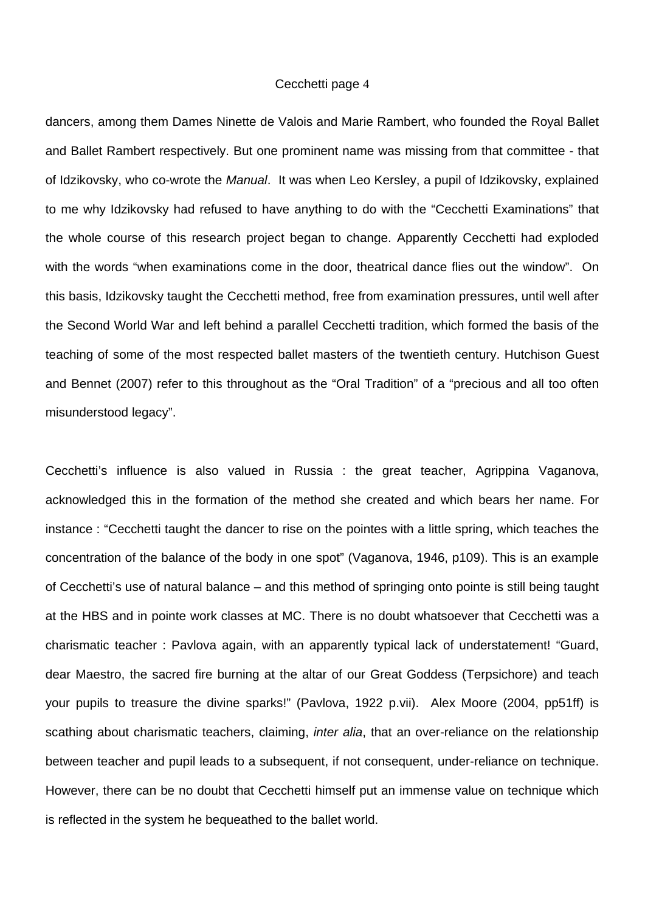dancers, among them Dames Ninette de Valois and Marie Rambert, who founded the Royal Ballet and Ballet Rambert respectively. But one prominent name was missing from that committee - that of Idzikovsky, who co-wrote the *Manual*. It was when Leo Kersley, a pupil of Idzikovsky, explained to me why Idzikovsky had refused to have anything to do with the “Cecchetti Examinations” that the whole course of this research project began to change. Apparently Cecchetti had exploded with the words “when examinations come in the door, theatrical dance flies out the window”. On this basis, Idzikovsky taught the Cecchetti method, free from examination pressures, until well after the Second World War and left behind a parallel Cecchetti tradition, which formed the basis of the teaching of some of the most respected ballet masters of the twentieth century. Hutchison Guest and Bennet (2007) refer to this throughout as the “Oral Tradition” of a “precious and all too often misunderstood legacy”.

Cecchetti’s influence is also valued in Russia : the great teacher, Agrippina Vaganova, acknowledged this in the formation of the method she created and which bears her name. For instance : “Cecchetti taught the dancer to rise on the pointes with a little spring, which teaches the concentration of the balance of the body in one spot” (Vaganova, 1946, p109). This is an example of Cecchetti’s use of natural balance – and this method of springing onto pointe is still being taught at the HBS and in pointe work classes at MC. There is no doubt whatsoever that Cecchetti was a charismatic teacher : Pavlova again, with an apparently typical lack of understatement! “Guard, dear Maestro, the sacred fire burning at the altar of our Great Goddess (Terpsichore) and teach your pupils to treasure the divine sparks!” (Pavlova, 1922 p.vii). Alex Moore (2004, pp51ff) is scathing about charismatic teachers, claiming, *inter alia*, that an over-reliance on the relationship between teacher and pupil leads to a subsequent, if not consequent, under-reliance on technique. However, there can be no doubt that Cecchetti himself put an immense value on technique which is reflected in the system he bequeathed to the ballet world.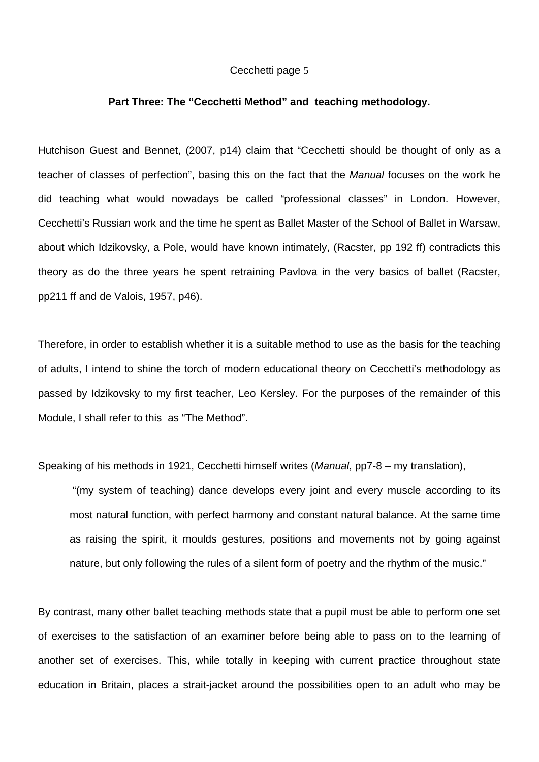**Part Three: The “Cecchetti Method” and teaching methodology.**

Hutchison Guest and Bennet, (2007, p14) claim that “Cecchetti should be thought of only as a teacher of classes of perfection”, basing this on the fact that the *Manual* focuses on the work he did teaching what would nowadays be called “professional classes” in London. However, Cecchetti’s Russian work and the time he spent as Ballet Master of the School of Ballet in Warsaw, about which Idzikovsky, a Pole, would have known intimately, (Racster, pp 192 ff) contradicts this theory as do the three years he spent retraining Pavlova in the very basics of ballet (Racster, pp211 ff and de Valois, 1957, p46).

Therefore, in order to establish whether it is a suitable method to use as the basis for the teaching of adults, I intend to shine the torch of modern educational theory on Cecchetti’s methodology as passed by Idzikovsky to my first teacher, Leo Kersley. For the purposes of the remainder of this Module, I shall refer to this as “The Method”.

Speaking of his methods in 1921, Cecchetti himself writes (*Manual*, pp7-8 – my translation),

> “(my system of teaching) dance develops every joint and every muscle according to its most natural function, with perfect harmony and constant natural balance. At the same time as raising the spirit, it moulds gestures, positions and movements not by going against nature, but only following the rules of a silent form of poetry and the rhythm of the music.”

By contrast, many other ballet teaching methods state that a pupil must be able to perform one set of exercises to the satisfaction of an examiner before being able to pass on to the learning of another set of exercises. This, while totally in keeping with current practice throughout state education in Britain, places a strait-jacket around the possibilities open to an adult who may be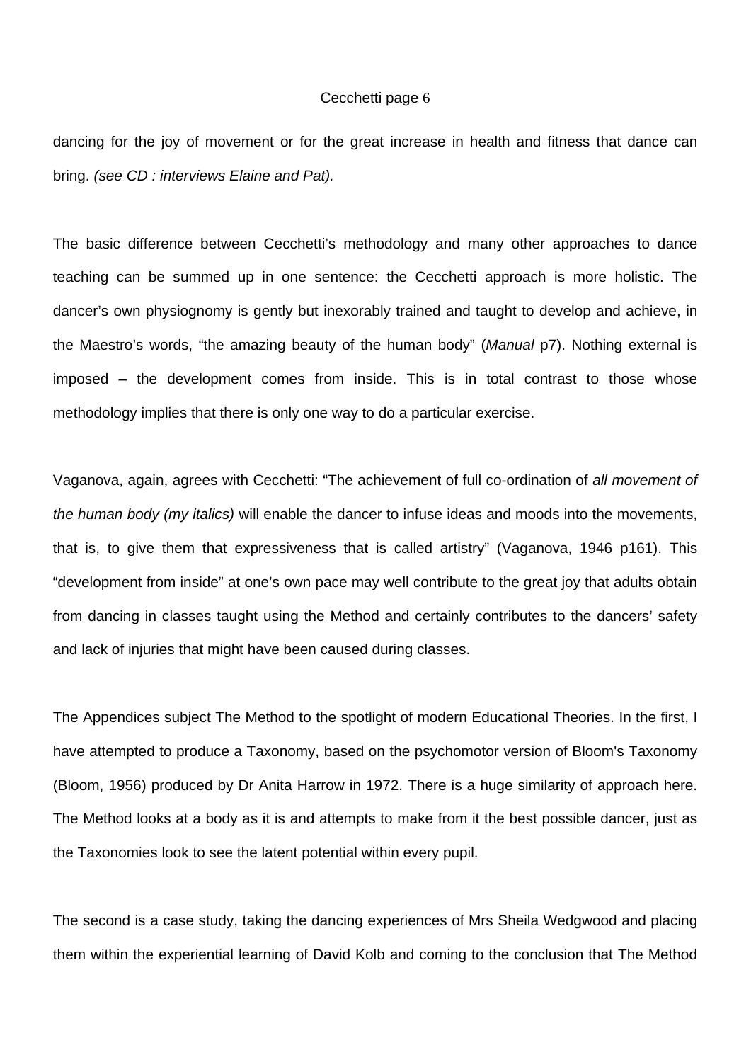dancing for the joy of movement or for the great increase in health and fitness that dance can bring. *(see CD : interviews Elaine and Pat).*

The basic difference between Cecchetti's methodology and many other approaches to dance teaching can be summed up in one sentence: the Cecchetti approach is more holistic. The dancer's own physiognomy is gently but inexorably trained and taught to develop and achieve, in the Maestro's words, "the amazing beauty of the human body" (*Manual* p7). Nothing external is imposed – the development comes from inside. This is in total contrast to those whose methodology implies that there is only one way to do a particular exercise.

Vaganova, again, agrees with Cecchetti: "The achievement of full co-ordination of *all movement of the human body (my italics)* will enable the dancer to infuse ideas and moods into the movements, that is, to give them that expressiveness that is called artistry" (Vaganova, 1946 p161). This "development from inside" at one's own pace may well contribute to the great joy that adults obtain from dancing in classes taught using the Method and certainly contributes to the dancers' safety and lack of injuries that might have been caused during classes.

The Appendices subject The Method to the spotlight of modern Educational Theories. In the first, I have attempted to produce a Taxonomy, based on the psychomotor version of Bloom's Taxonomy (Bloom, 1956) produced by Dr Anita Harrow in 1972. There is a huge similarity of approach here. The Method looks at a body as it is and attempts to make from it the best possible dancer, just as the Taxonomies look to see the latent potential within every pupil.

The second is a case study, taking the dancing experiences of Mrs Sheila Wedgwood and placing them within the experiential learning of David Kolb and coming to the conclusion that The Method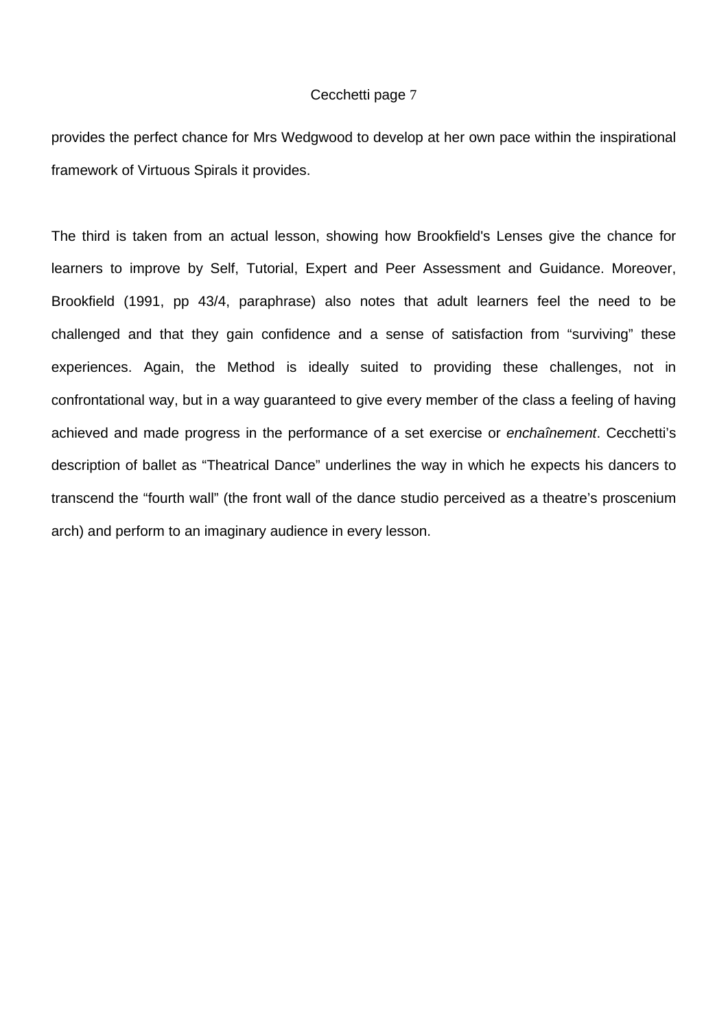provides the perfect chance for Mrs Wedgwood to develop at her own pace within the inspirational framework of Virtuous Spirals it provides.

The third is taken from an actual lesson, showing how Brookfield's Lenses give the chance for learners to improve by Self, Tutorial, Expert and Peer Assessment and Guidance. Moreover, Brookfield (1991, pp 43/4, paraphrase) also notes that adult learners feel the need to be challenged and that they gain confidence and a sense of satisfaction from “surviving” these experiences. Again, the Method is ideally suited to providing these challenges, not in confrontational way, but in a way guaranteed to give every member of the class a feeling of having achieved and made progress in the performance of a set exercise or *enchaînement*. Cecchetti’s description of ballet as “Theatrical Dance” underlines the way in which he expects his dancers to transcend the “fourth wall” (the front wall of the dance studio perceived as a theatre’s proscenium arch) and perform to an imaginary audience in every lesson.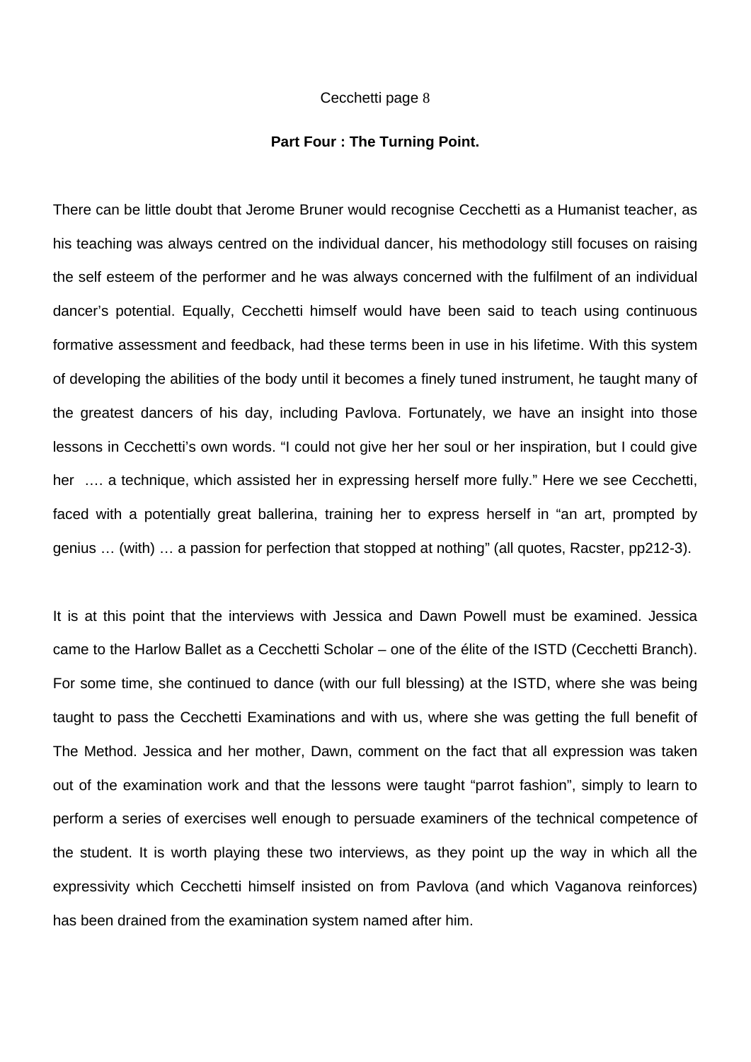**Part Four : The Turning Point.**

There can be little doubt that Jerome Bruner would recognise Cecchetti as a Humanist teacher, as his teaching was always centred on the individual dancer, his methodology still focuses on raising the self esteem of the performer and he was always concerned with the fulfilment of an individual dancer's potential. Equally, Cecchetti himself would have been said to teach using continuous formative assessment and feedback, had these terms been in use in his lifetime. With this system of developing the abilities of the body until it becomes a finely tuned instrument, he taught many of the greatest dancers of his day, including Pavlova. Fortunately, we have an insight into those lessons in Cecchetti's own words. "I could not give her her soul or her inspiration, but I could give her …. a technique, which assisted her in expressing herself more fully." Here we see Cecchetti, faced with a potentially great ballerina, training her to express herself in "an art, prompted by genius … (with) … a passion for perfection that stopped at nothing" (all quotes, Racster, pp212-3).

It is at this point that the interviews with Jessica and Dawn Powell must be examined. Jessica came to the Harlow Ballet as a Cecchetti Scholar – one of the élite of the ISTD (Cecchetti Branch). For some time, she continued to dance (with our full blessing) at the ISTD, where she was being taught to pass the Cecchetti Examinations and with us, where she was getting the full benefit of The Method. Jessica and her mother, Dawn, comment on the fact that all expression was taken out of the examination work and that the lessons were taught "parrot fashion", simply to learn to perform a series of exercises well enough to persuade examiners of the technical competence of the student. It is worth playing these two interviews, as they point up the way in which all the expressivity which Cecchetti himself insisted on from Pavlova (and which Vaganova reinforces) has been drained from the examination system named after him.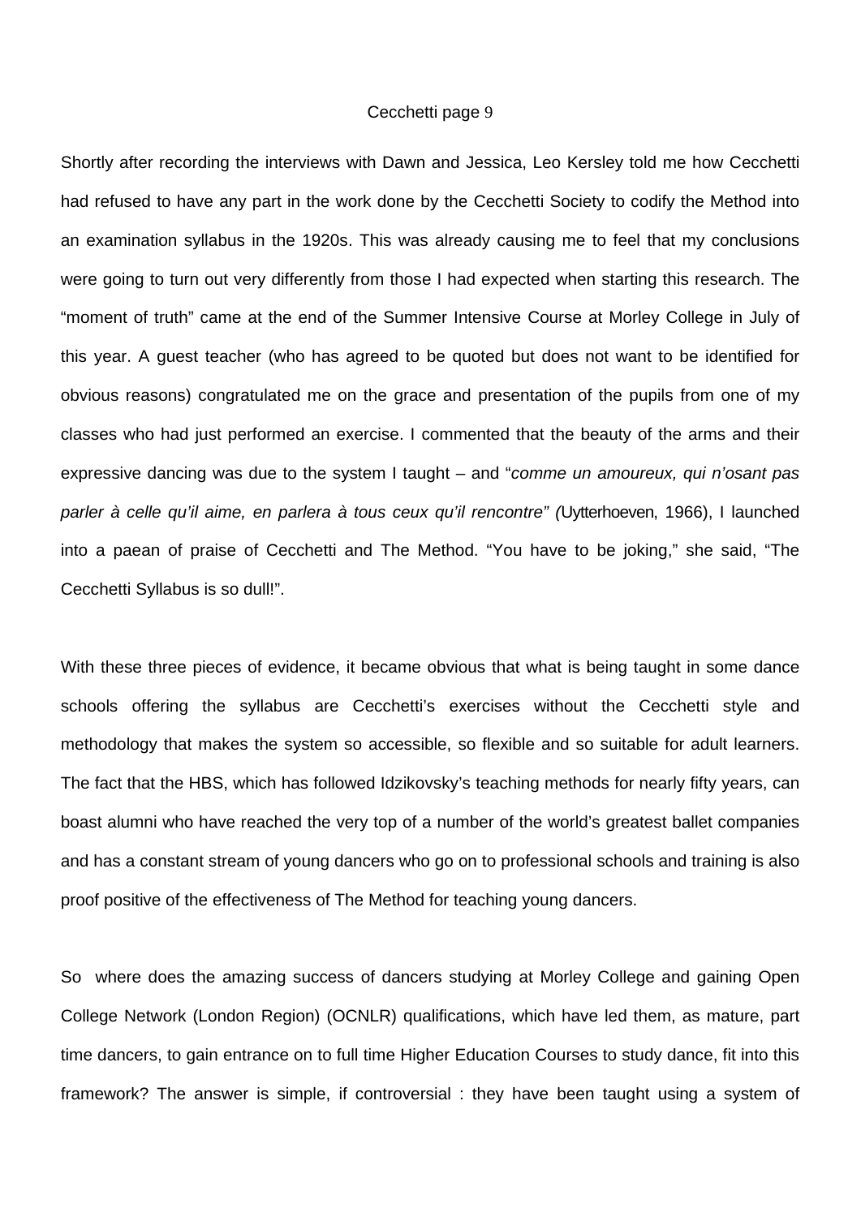Shortly after recording the interviews with Dawn and Jessica, Leo Kersley told me how Cecchetti had refused to have any part in the work done by the Cecchetti Society to codify the Method into an examination syllabus in the 1920s. This was already causing me to feel that my conclusions were going to turn out very differently from those I had expected when starting this research. The "moment of truth" came at the end of the Summer Intensive Course at Morley College in July of this year. A guest teacher (who has agreed to be quoted but does not want to be identified for obvious reasons) congratulated me on the grace and presentation of the pupils from one of my classes who had just performed an exercise. I commented that the beauty of the arms and their expressive dancing was due to the system I taught – and "*comme un amoureux, qui n'osant pas parler à celle qu'il aime, en parlera à tous ceux qu'il rencontre" (*Uytterhoeven, 1966), I launched into a paean of praise of Cecchetti and The Method. "You have to be joking," she said, "The Cecchetti Syllabus is so dull!".

With these three pieces of evidence, it became obvious that what is being taught in some dance schools offering the syllabus are Cecchetti's exercises without the Cecchetti style and methodology that makes the system so accessible, so flexible and so suitable for adult learners. The fact that the HBS, which has followed Idzikovsky's teaching methods for nearly fifty years, can boast alumni who have reached the very top of a number of the world's greatest ballet companies and has a constant stream of young dancers who go on to professional schools and training is also proof positive of the effectiveness of The Method for teaching young dancers.

So where does the amazing success of dancers studying at Morley College and gaining Open College Network (London Region) (OCNLR) qualifications, which have led them, as mature, part time dancers, to gain entrance on to full time Higher Education Courses to study dance, fit into this framework? The answer is simple, if controversial : they have been taught using a system of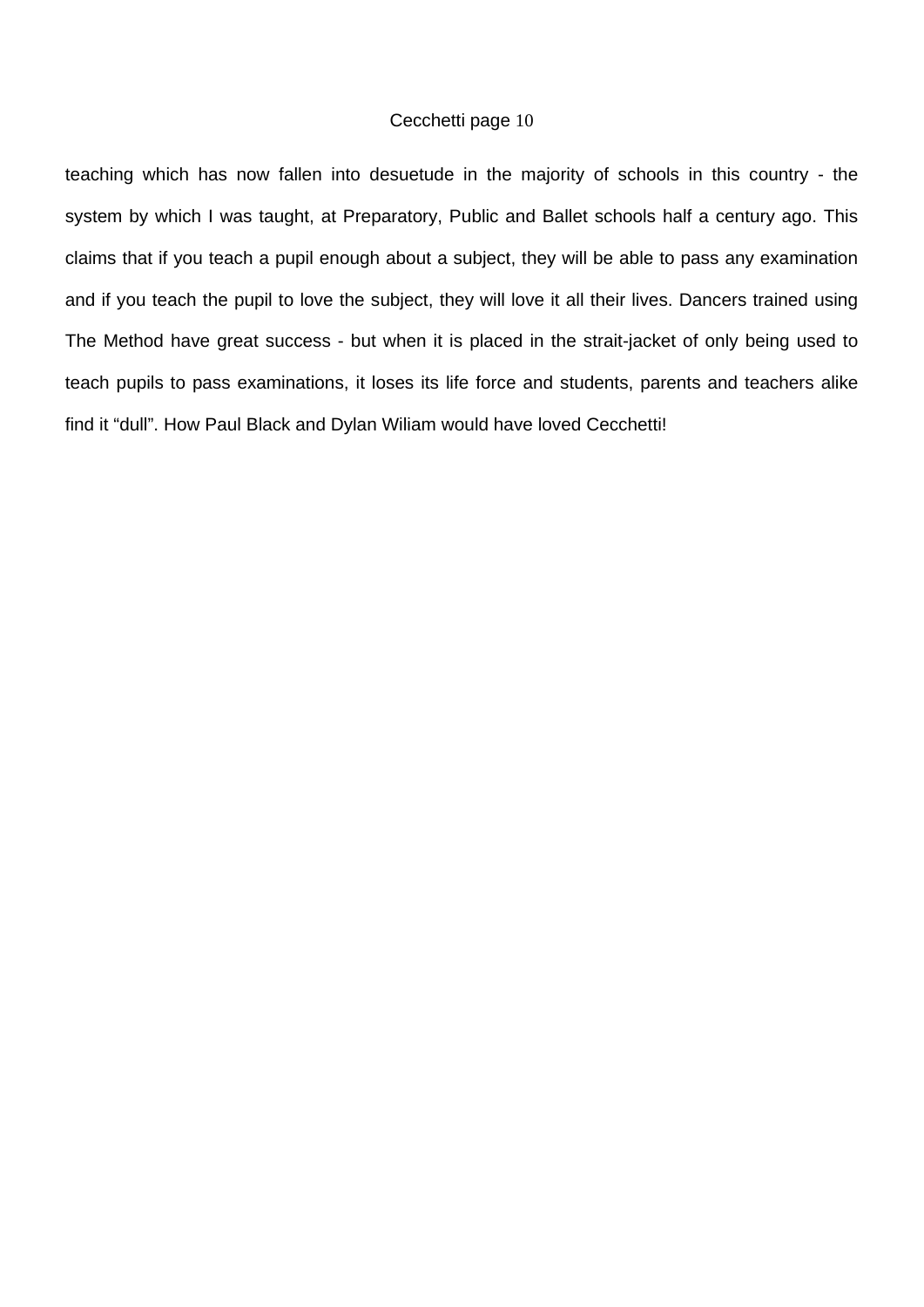teaching which has now fallen into desuetude in the majority of schools in this country - the system by which I was taught, at Preparatory, Public and Ballet schools half a century ago. This claims that if you teach a pupil enough about a subject, they will be able to pass any examination and if you teach the pupil to love the subject, they will love it all their lives. Dancers trained using The Method have great success - but when it is placed in the strait-jacket of only being used to teach pupils to pass examinations, it loses its life force and students, parents and teachers alike find it “dull”. How Paul Black and Dylan Wiliam would have loved Cecchetti!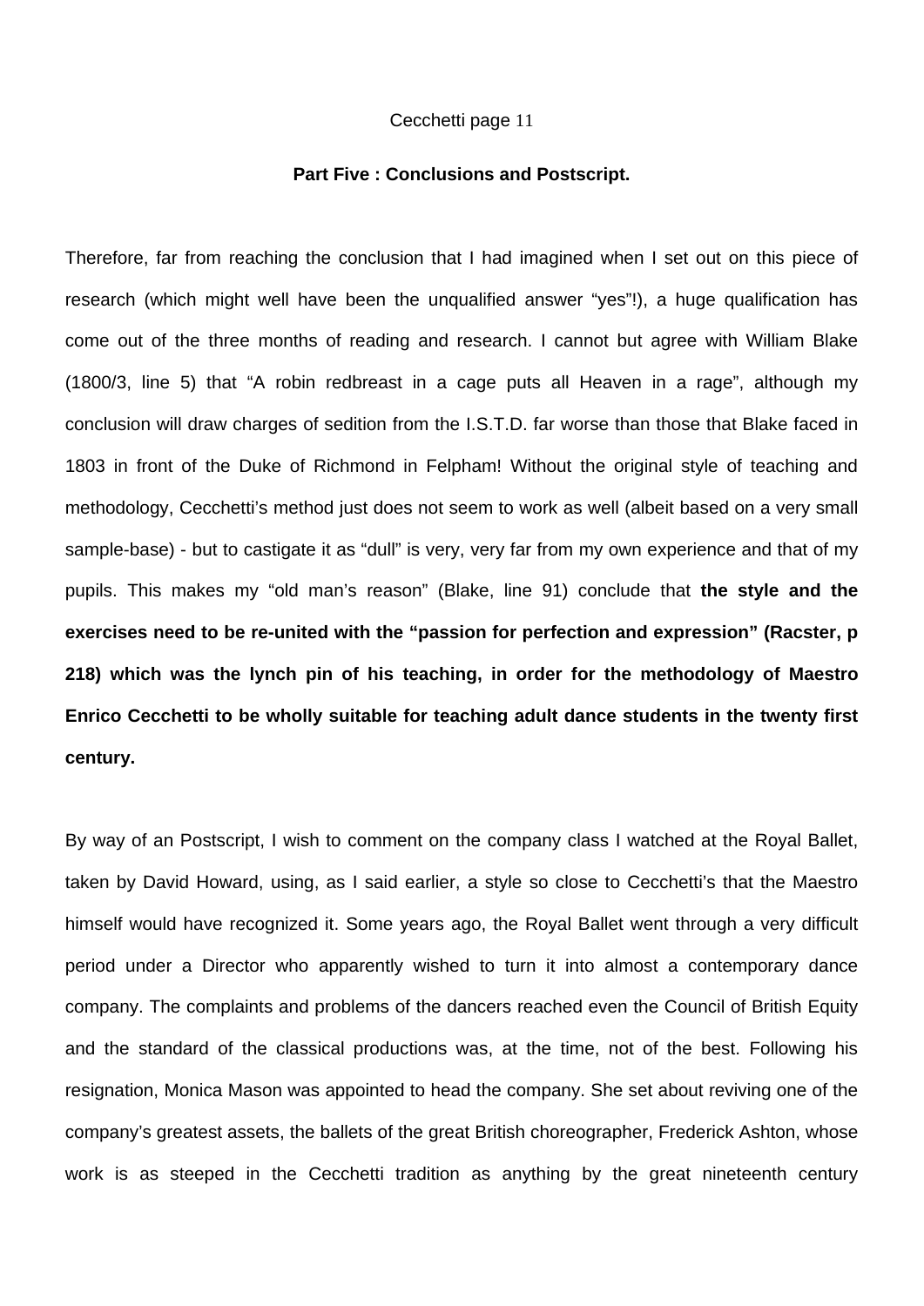## Part Five : Conclusions and Postscript.

Therefore, far from reaching the conclusion that I had imagined when I set out on this piece of research (which might well have been the unqualified answer “yes”!), a huge qualification has come out of the three months of reading and research. I cannot but agree with William Blake (1800/3, line 5) that “A robin redbreast in a cage puts all Heaven in a rage”, although my conclusion will draw charges of sedition from the I.S.T.D. far worse than those that Blake faced in 1803 in front of the Duke of Richmond in Felpham! Without the original style of teaching and methodology, Cecchetti’s method just does not seem to work as well (albeit based on a very small sample-base) - but to castigate it as “dull” is very, very far from my own experience and that of my pupils. This makes my “old man’s reason” (Blake, line 91) conclude that **the style and the exercises need to be re-united with the “passion for perfection and expression” (Racster, p 218) which was the lynch pin of his teaching, in order for the methodology of Maestro Enrico Cecchetti to be wholly suitable for teaching adult dance students in the twenty first century.**

By way of an Postscript, I wish to comment on the company class I watched at the Royal Ballet, taken by David Howard, using, as I said earlier, a style so close to Cecchetti’s that the Maestro himself would have recognized it. Some years ago, the Royal Ballet went through a very difficult period under a Director who apparently wished to turn it into almost a contemporary dance company. The complaints and problems of the dancers reached even the Council of British Equity and the standard of the classical productions was, at the time, not of the best. Following his resignation, Monica Mason was appointed to head the company. She set about reviving one of the company’s greatest assets, the ballets of the great British choreographer, Frederick Ashton, whose work is as steeped in the Cecchetti tradition as anything by the great nineteenth century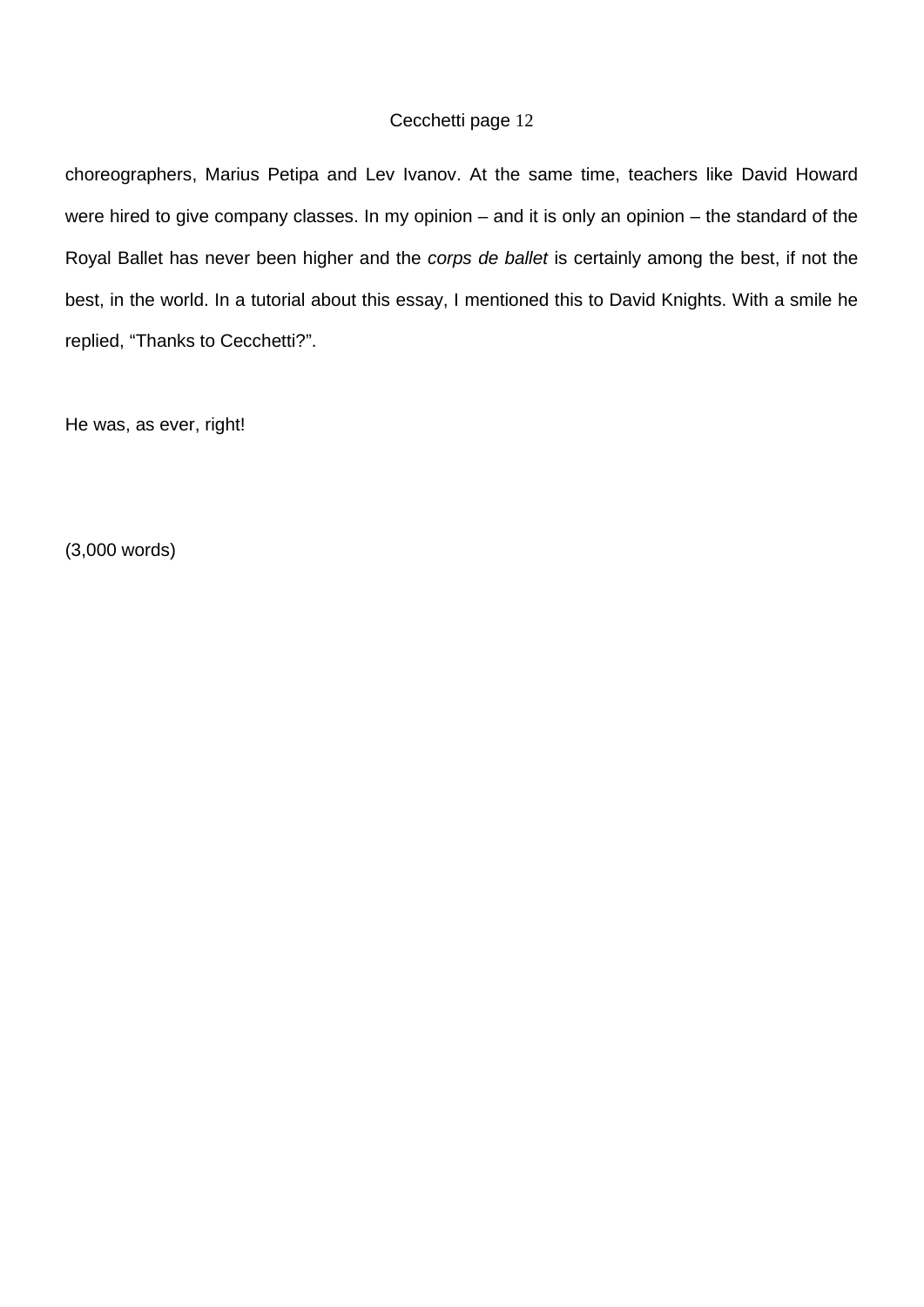choreographers, Marius Petipa and Lev Ivanov. At the same time, teachers like David Howard were hired to give company classes. In my opinion – and it is only an opinion – the standard of the Royal Ballet has never been higher and the *corps de ballet* is certainly among the best, if not the best, in the world. In a tutorial about this essay, I mentioned this to David Knights. With a smile he replied, "Thanks to Cecchetti?".

He was, as ever, right!

(3,000 words)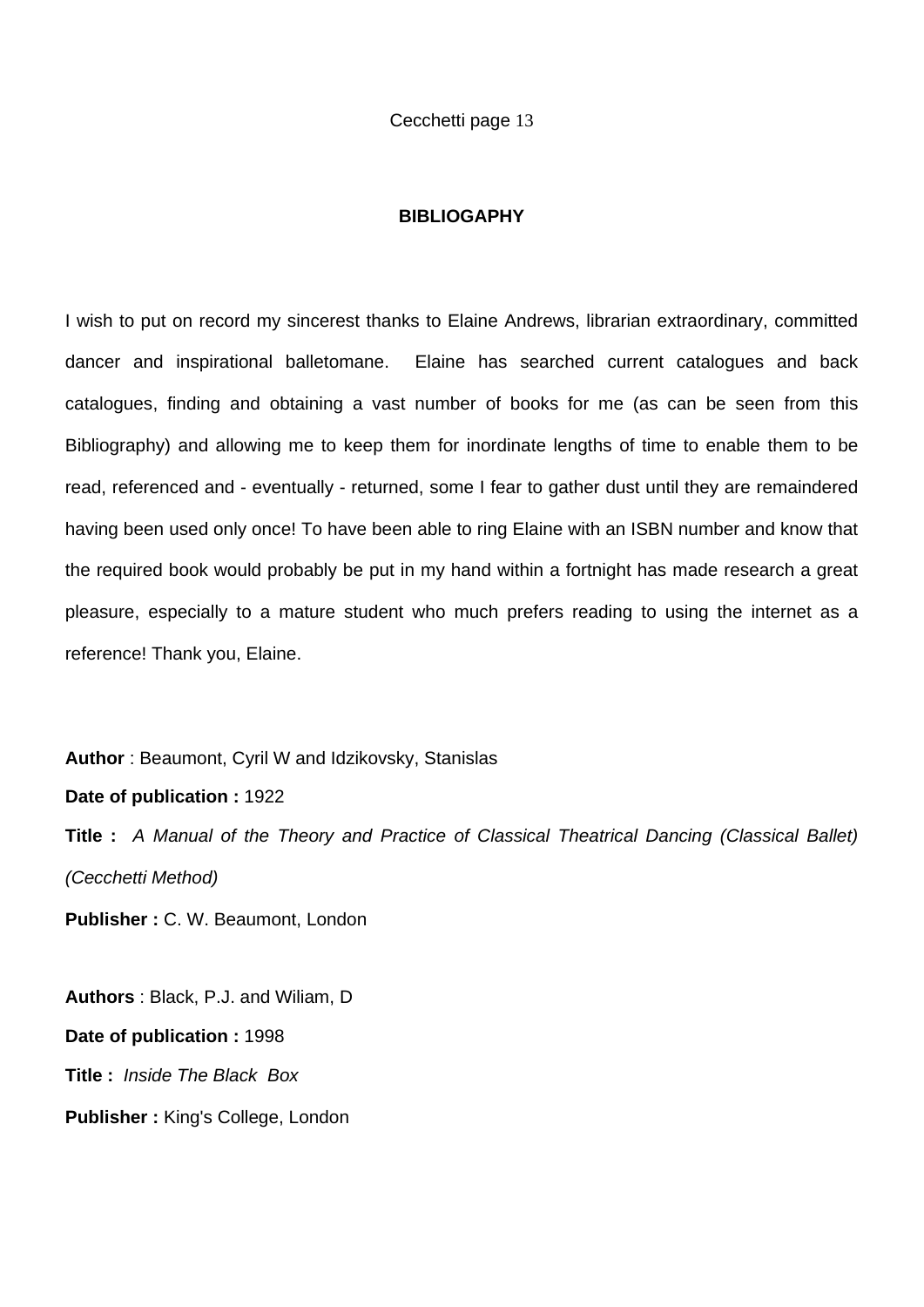## BIBLIOGAPHY

I wish to put on record my sincerest thanks to Elaine Andrews, librarian extraordinary, committed dancer and inspirational balletomane. Elaine has searched current catalogues and back catalogues, finding and obtaining a vast number of books for me (as can be seen from this Bibliography) and allowing me to keep them for inordinate lengths of time to enable them to be read, referenced and - eventually - returned, some I fear to gather dust until they are remaindered having been used only once! To have been able to ring Elaine with an ISBN number and know that the required book would probably be put in my hand within a fortnight has made research a great pleasure, especially to a mature student who much prefers reading to using the internet as a reference! Thank you, Elaine.

**Author** : Beaumont, Cyril W and Idzikovsky, Stanislas

**Date of publication :** 1922

**Title :** *A Manual of the Theory and Practice of Classical Theatrical Dancing (Classical Ballet) (Cecchetti Method)*

**Publisher :** C. W. Beaumont, London

**Authors** : Black, P.J. and Wiliam, D

**Date of publication :** 1998

**Title :** *Inside The Black Box*

**Publisher :** King's College, London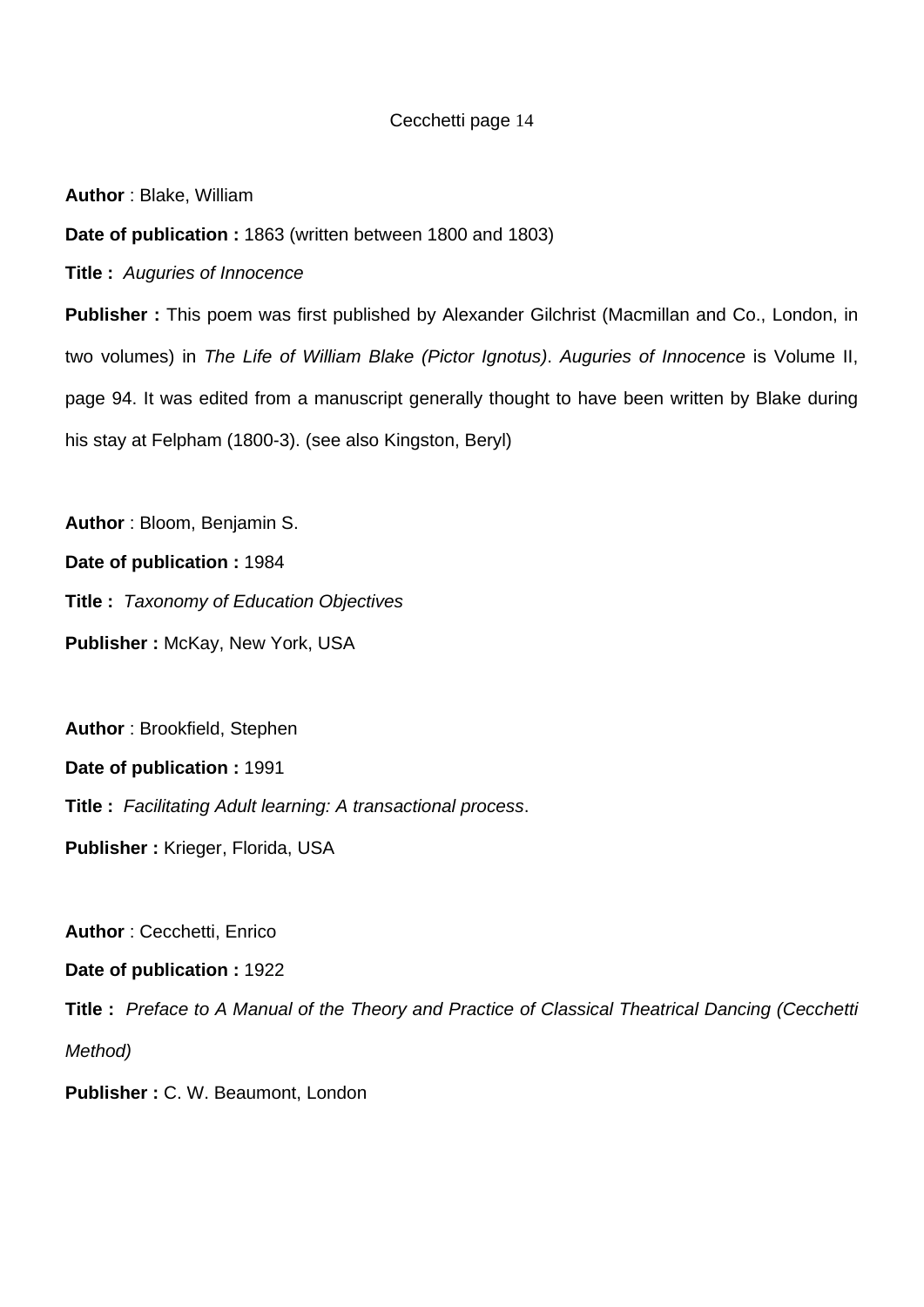**Author** : Blake, William

**Date of publication :** 1863 (written between 1800 and 1803)

**Title :** *Auguries of Innocence*

**Publisher :** This poem was first published by Alexander Gilchrist (Macmillan and Co., London, in two volumes) in *The Life of William Blake (Pictor Ignotus)*. *Auguries of Innocence* is Volume II, page 94. It was edited from a manuscript generally thought to have been written by Blake during his stay at Felpham (1800-3). (see also Kingston, Beryl)

**Author** : Bloom, Benjamin S.

**Date of publication :** 1984

**Title :** *Taxonomy of Education Objectives*

**Publisher :** McKay, New York, USA

**Author** : Brookfield, Stephen

**Date of publication :** 1991

**Title :** *Facilitating Adult learning: A transactional process*.

**Publisher :** Krieger, Florida, USA

**Author** : Cecchetti, Enrico

**Date of publication :** 1922

**Title :** *Preface to A Manual of the Theory and Practice of Classical Theatrical Dancing (Cecchetti Method)*

**Publisher :** C. W. Beaumont, London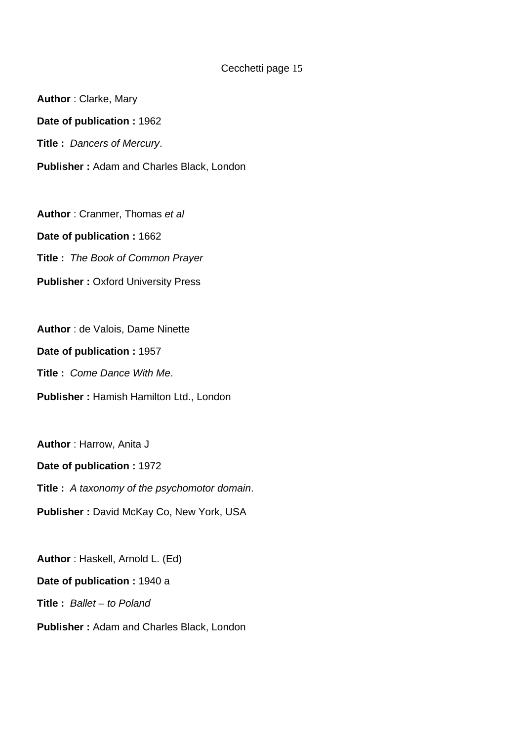**Author** : Clarke, Mary

**Date of publication :** 1962

**Title :** *Dancers of Mercury*.

**Publisher :** Adam and Charles Black, London

**Author** : Cranmer, Thomas *et al*

**Date of publication :** 1662

**Title :** *The Book of Common Prayer*

**Publisher :** Oxford University Press

**Author** : de Valois, Dame Ninette

**Date of publication :** 1957

**Title :** *Come Dance With Me*.

**Publisher :** Hamish Hamilton Ltd., London

**Author** : Harrow, Anita J

**Date of publication :** 1972

**Title :** *A taxonomy of the psychomotor domain*.

**Publisher :** David McKay Co, New York, USA

**Author** : Haskell, Arnold L. (Ed)

**Date of publication :** 1940 a

**Title :** *Ballet – to Poland*

**Publisher :** Adam and Charles Black, London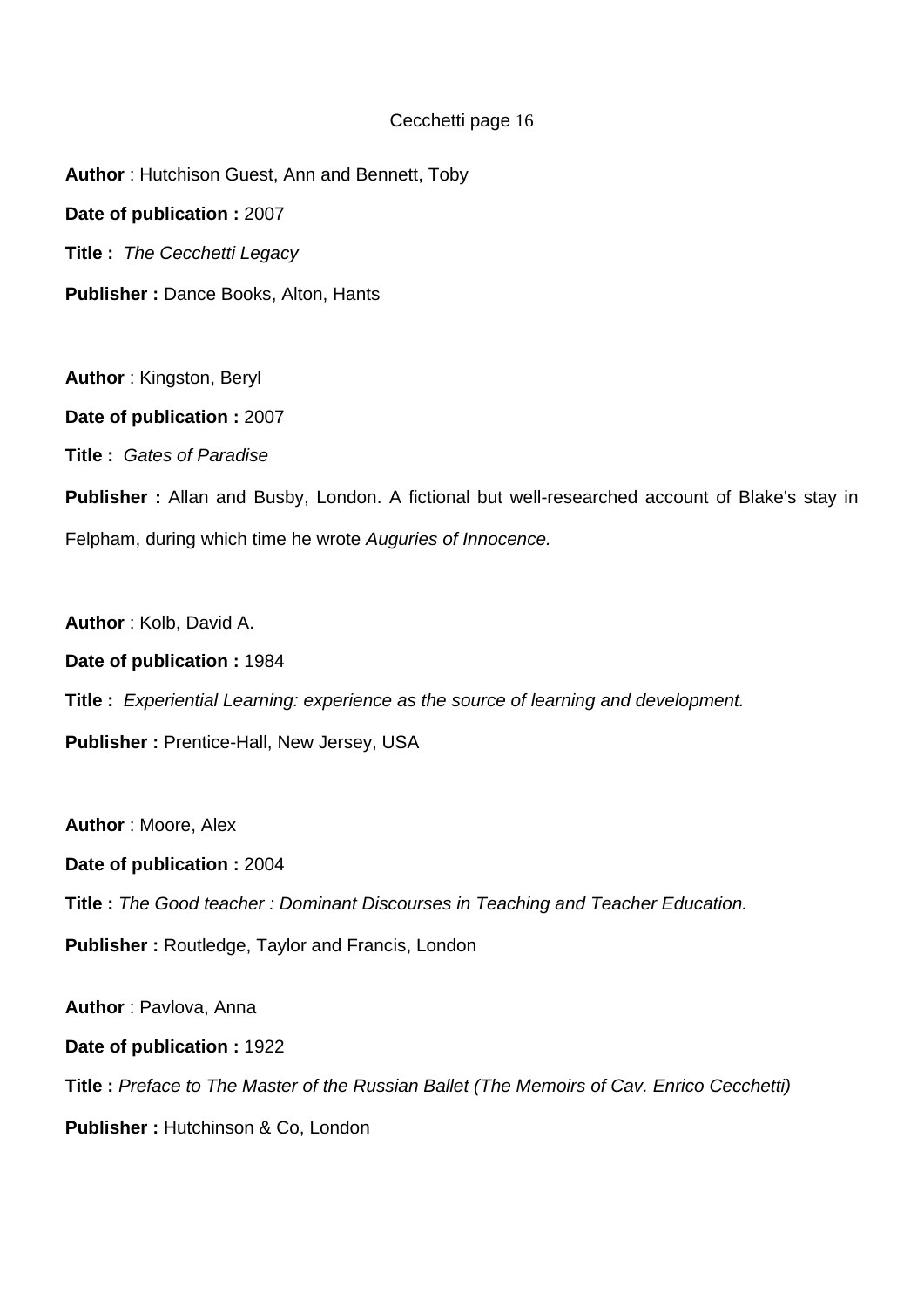**Author** : Hutchison Guest, Ann and Bennett, Toby

**Date of publication :** 2007

**Title :** *The Cecchetti Legacy*

**Publisher :** Dance Books, Alton, Hants

**Author** : Kingston, Beryl

**Date of publication :** 2007

**Title :** *Gates of Paradise*

**Publisher :** Allan and Busby, London. A fictional but well-researched account of Blake's stay in Felpham, during which time he wrote *Auguries of Innocence.*

**Author** : Kolb, David A.

**Date of publication :** 1984

**Title :** *Experiential Learning: experience as the source of learning and development.*

**Publisher :** Prentice-Hall, New Jersey, USA

**Author** : Moore, Alex

**Date of publication :** 2004

**Title :** *The Good teacher : Dominant Discourses in Teaching and Teacher Education.*

**Publisher :** Routledge, Taylor and Francis, London

**Author** : Pavlova, Anna

**Date of publication :** 1922

**Title :** *Preface to The Master of the Russian Ballet (The Memoirs of Cav. Enrico Cecchetti)*

**Publisher :** Hutchinson & Co, London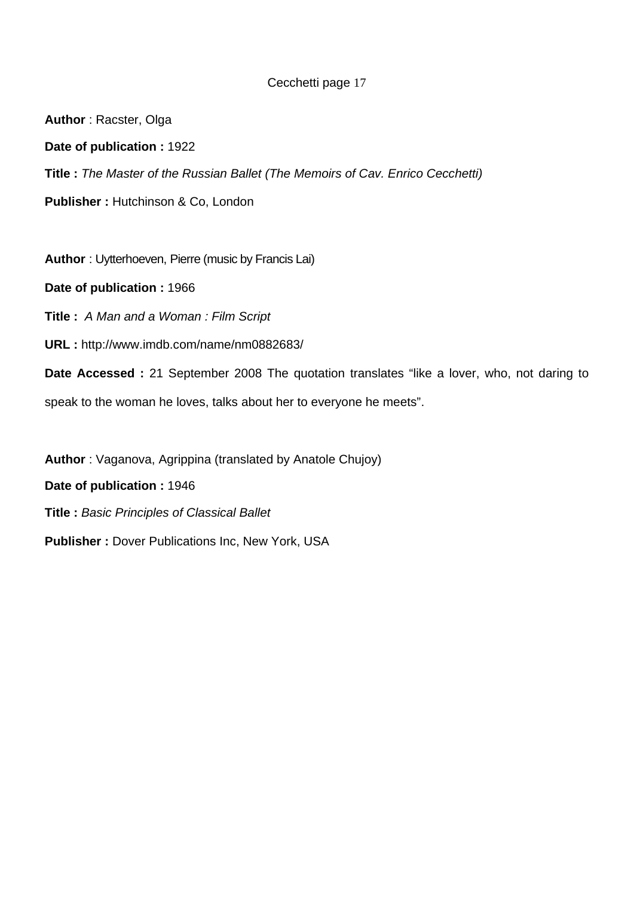**Author** : Racster, Olga

**Date of publication :** 1922

**Title :** *The Master of the Russian Ballet (The Memoirs of Cav. Enrico Cecchetti)*

**Publisher :** Hutchinson & Co, London

**Author** : Uytterhoeven, Pierre (music by Francis Lai)

**Date of publication :** 1966

**Title :** *A Man and a Woman : Film Script*

**URL :** http://www.imdb.com/name/nm0882683/

**Date Accessed :** 21 September 2008 The quotation translates "like a lover, who, not daring to speak to the woman he loves, talks about her to everyone he meets".

**Author** : Vaganova, Agrippina (translated by Anatole Chujoy)

**Date of publication :** 1946

**Title :** *Basic Principles of Classical Ballet*

**Publisher :** Dover Publications Inc, New York, USA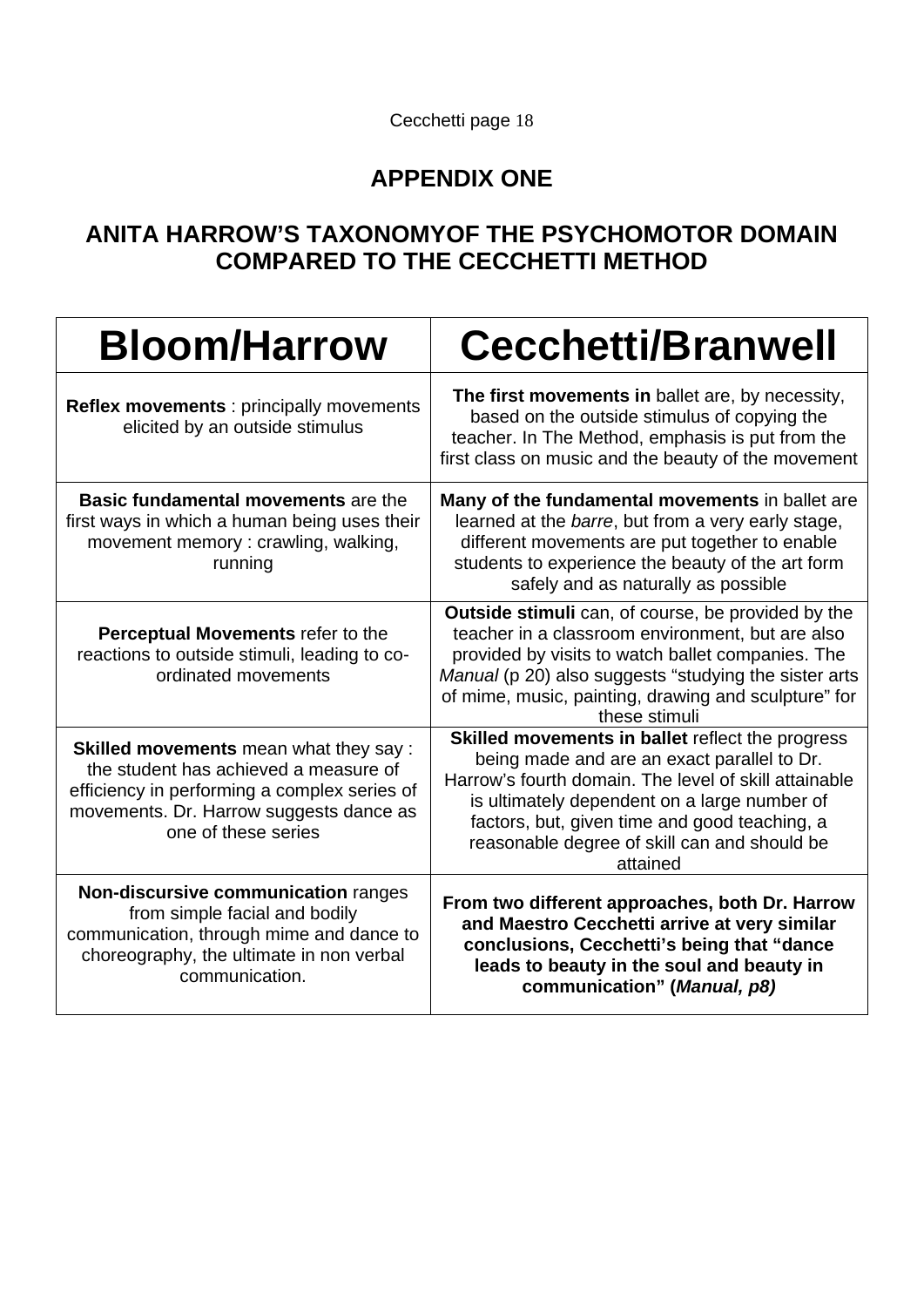## APPENDIX ONE

## ANITA HARROW'S TAXONOMYOF THE PSYCHOMOTOR DOMAIN COMPARED TO THE CECCHETTI METHOD

| Bloom/Harrow | Cecchetti/Branwell |
|---|---|
| **Reflex movements** : principally movements elicited by an outside stimulus | **The first movements in** ballet are, by necessity, based on the outside stimulus of copying the teacher. In The Method, emphasis is put from the first class on music and the beauty of the movement |
| **Basic fundamental movements** are the first ways in which a human being uses their movement memory : crawling, walking, running | **Many of the fundamental movements** in ballet are learned at the *barre*, but from a very early stage, different movements are put together to enable students to experience the beauty of the art form safely and as naturally as possible |
| **Perceptual Movements** refer to the reactions to outside stimuli, leading to co-ordinated movements | **Outside stimuli** can, of course, be provided by the teacher in a classroom environment, but are also provided by visits to watch ballet companies. The *Manual* (p 20) also suggests "studying the sister arts of mime, music, painting, drawing and sculpture" for these stimuli |
| **Skilled movements** mean what they say : the student has achieved a measure of efficiency in performing a complex series of movements. Dr. Harrow suggests dance as one of these series | **Skilled movements in ballet** reflect the progress being made and are an exact parallel to Dr. Harrow's fourth domain. The level of skill attainable is ultimately dependent on a large number of factors, but, given time and good teaching, a reasonable degree of skill can and should be attained |
| **Non-discursive communication** ranges from simple facial and bodily communication, through mime and dance to choreography, the ultimate in non verbal communication. | **From two different approaches, both Dr. Harrow and Maestro Cecchetti arrive at very similar conclusions, Cecchetti's being that "dance leads to beauty in the soul and beauty in communication" (*Manual, p8)*** |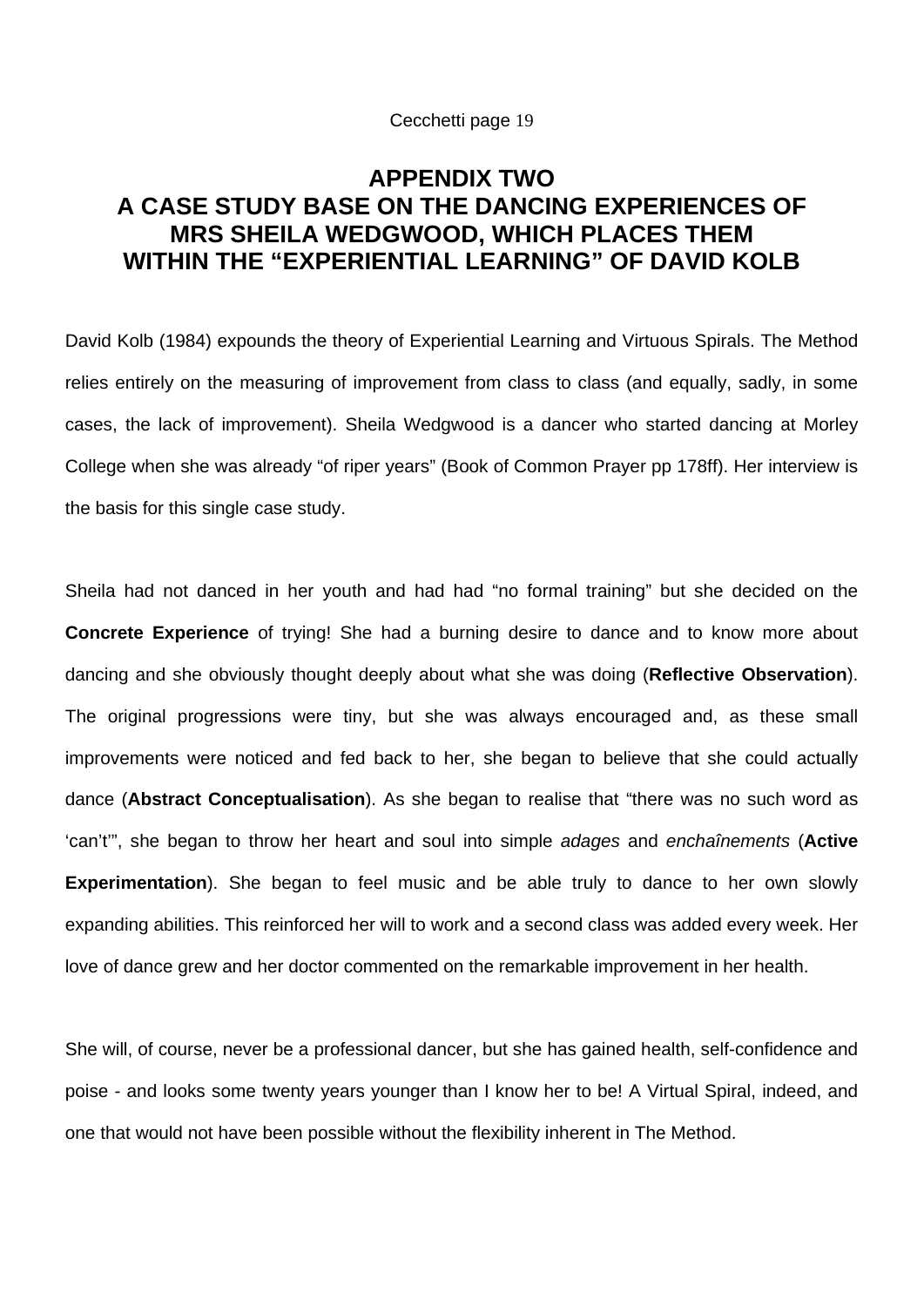# APPENDIX TWO
# A CASE STUDY BASE ON THE DANCING EXPERIENCES OF MRS SHEILA WEDGWOOD, WHICH PLACES THEM WITHIN THE "EXPERIENTIAL LEARNING" OF DAVID KOLB

David Kolb (1984) expounds the theory of Experiential Learning and Virtuous Spirals. The Method relies entirely on the measuring of improvement from class to class (and equally, sadly, in some cases, the lack of improvement). Sheila Wedgwood is a dancer who started dancing at Morley College when she was already "of riper years" (Book of Common Prayer pp 178ff). Her interview is the basis for this single case study.

Sheila had not danced in her youth and had had "no formal training" but she decided on the **Concrete Experience** of trying! She had a burning desire to dance and to know more about dancing and she obviously thought deeply about what she was doing (**Reflective Observation**). The original progressions were tiny, but she was always encouraged and, as these small improvements were noticed and fed back to her, she began to believe that she could actually dance (**Abstract Conceptualisation**). As she began to realise that "there was no such word as 'can't'", she began to throw her heart and soul into simple *adages* and *enchaînements* (**Active Experimentation**). She began to feel music and be able truly to dance to her own slowly expanding abilities. This reinforced her will to work and a second class was added every week. Her love of dance grew and her doctor commented on the remarkable improvement in her health.

She will, of course, never be a professional dancer, but she has gained health, self-confidence and poise - and looks some twenty years younger than I know her to be! A Virtual Spiral, indeed, and one that would not have been possible without the flexibility inherent in The Method.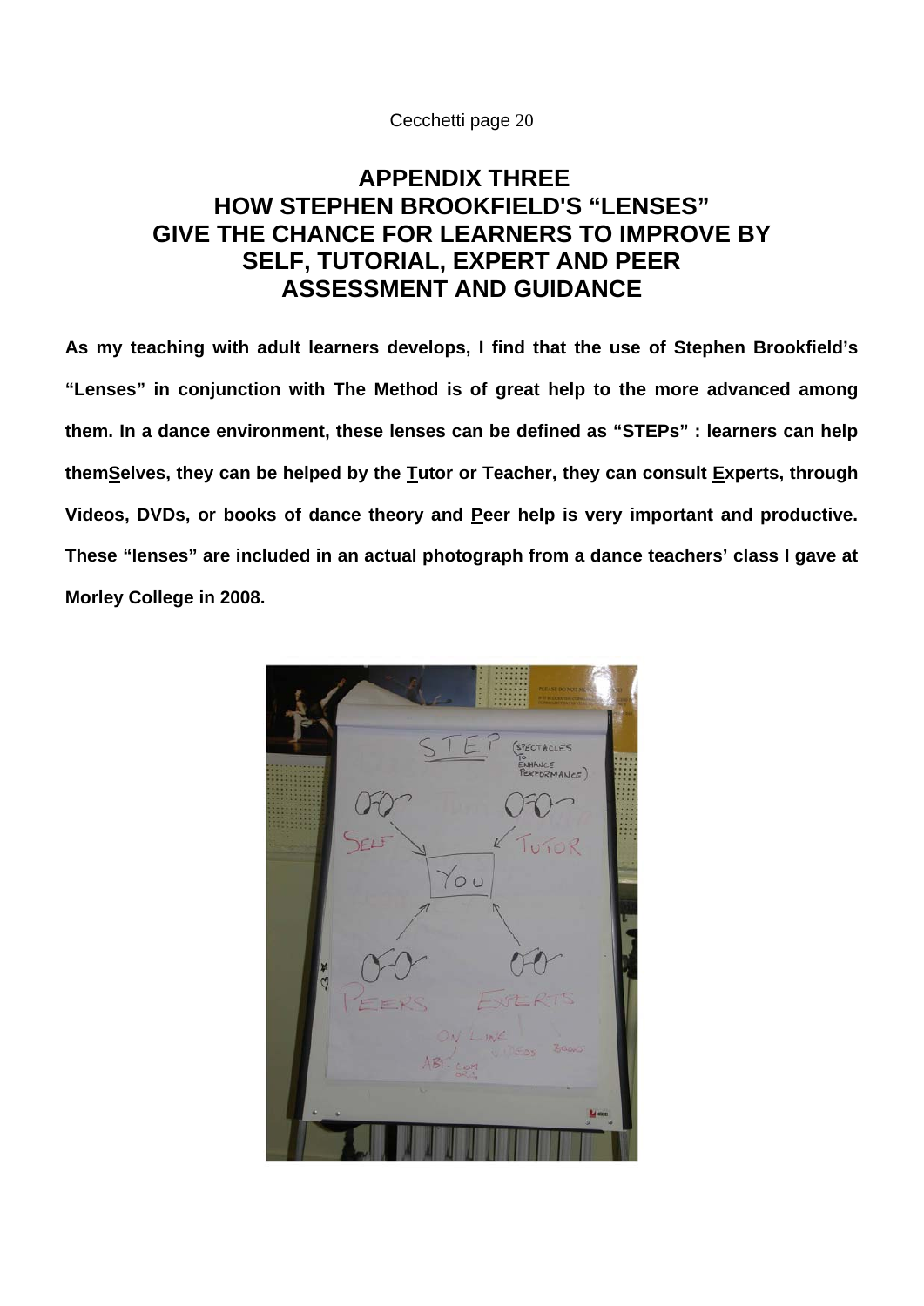# APPENDIX THREE
# HOW STEPHEN BROOKFIELD'S "LENSES" GIVE THE CHANCE FOR LEARNERS TO IMPROVE BY SELF, TUTORIAL, EXPERT AND PEER ASSESSMENT AND GUIDANCE

**As my teaching with adult learners develops, I find that the use of Stephen Brookfield's "Lenses" in conjunction with The Method is of great help to the more advanced among them. In a dance environment, these lenses can be defined as "STEPs" : learners can help them<u>S</u>elves, they can be helped by the <u>T</u>utor or Teacher, they can consult <u>E</u>xperts, through Videos, DVDs, or books of dance theory and <u>P</u>eer help is very important and productive. These "lenses" are included in an actual photograph from a dance teachers' class I gave at Morley College in 2008.**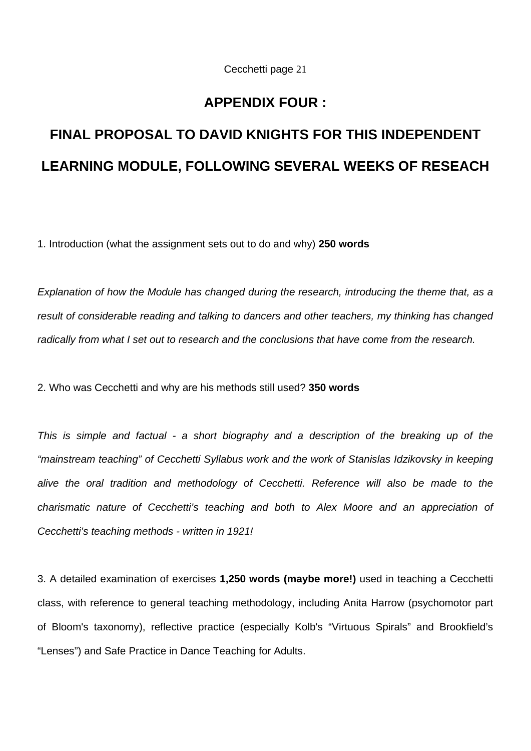# APPENDIX FOUR :

# FINAL PROPOSAL TO DAVID KNIGHTS FOR THIS INDEPENDENT LEARNING MODULE, FOLLOWING SEVERAL WEEKS OF RESEACH

1. Introduction (what the assignment sets out to do and why) **250 words**

*Explanation of how the Module has changed during the research, introducing the theme that, as a result of considerable reading and talking to dancers and other teachers, my thinking has changed radically from what I set out to research and the conclusions that have come from the research.*

2. Who was Cecchetti and why are his methods still used? **350 words**

*This is simple and factual - a short biography and a description of the breaking up of the "mainstream teaching" of Cecchetti Syllabus work and the work of Stanislas Idzikovsky in keeping alive the oral tradition and methodology of Cecchetti. Reference will also be made to the charismatic nature of Cecchetti's teaching and both to Alex Moore and an appreciation of Cecchetti's teaching methods - written in 1921!*

3. A detailed examination of exercises **1,250 words (maybe more!)** used in teaching a Cecchetti class, with reference to general teaching methodology, including Anita Harrow (psychomotor part of Bloom's taxonomy), reflective practice (especially Kolb's "Virtuous Spirals" and Brookfield's "Lenses") and Safe Practice in Dance Teaching for Adults.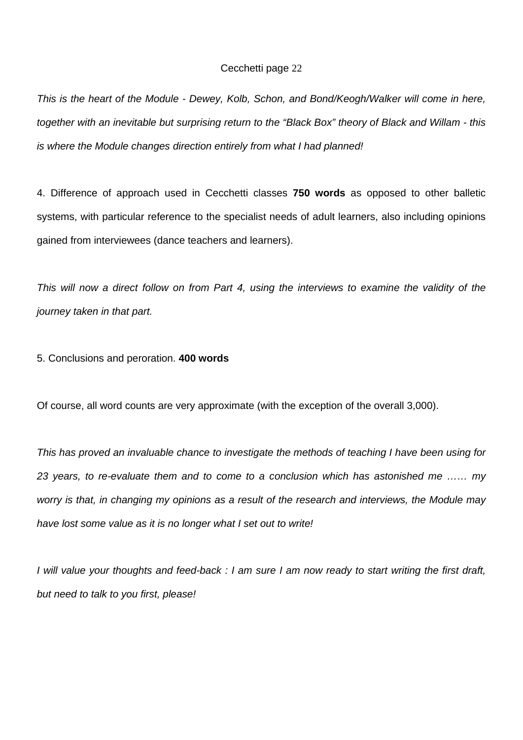*This is the heart of the Module - Dewey, Kolb, Schon, and Bond/Keogh/Walker will come in here, together with an inevitable but surprising return to the "Black Box" theory of Black and Willam - this is where the Module changes direction entirely from what I had planned!*

4. Difference of approach used in Cecchetti classes **750 words** as opposed to other balletic systems, with particular reference to the specialist needs of adult learners, also including opinions gained from interviewees (dance teachers and learners).

*This will now a direct follow on from Part 4, using the interviews to examine the validity of the journey taken in that part.*

5. Conclusions and peroration. **400 words**

Of course, all word counts are very approximate (with the exception of the overall 3,000).

*This has proved an invaluable chance to investigate the methods of teaching I have been using for 23 years, to re-evaluate them and to come to a conclusion which has astonished me …… my worry is that, in changing my opinions as a result of the research and interviews, the Module may have lost some value as it is no longer what I set out to write!*

*I will value your thoughts and feed-back : I am sure I am now ready to start writing the first draft, but need to talk to you first, please!*